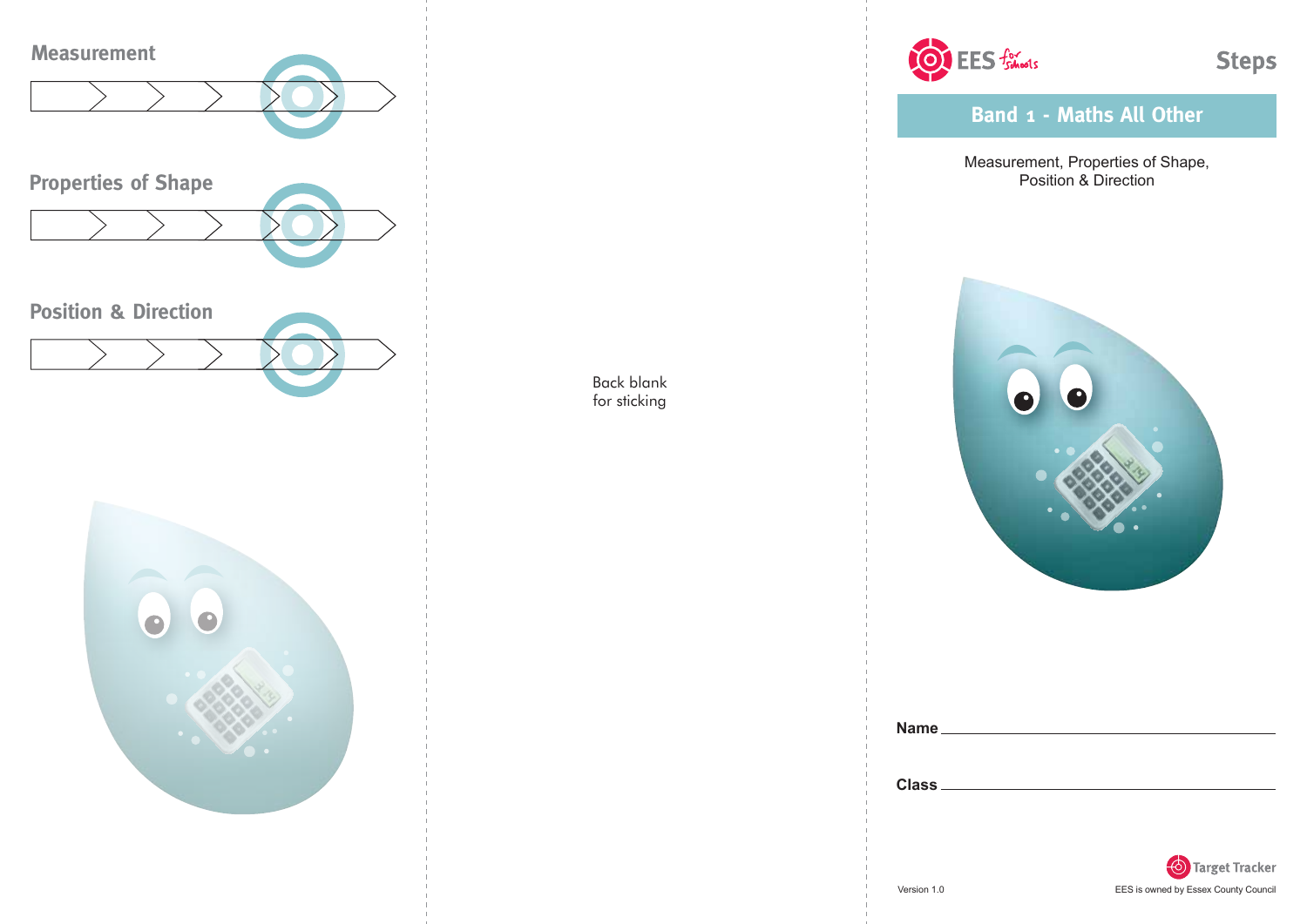## Measurement

## Properties of Shape

## Position & Direction

Back blank
for sticking

EES for schools

# Steps

## Band 1 - Maths All Other

Measurement, Properties of Shape,
Position & Direction

**Name** ______________________

**Class** ______________________

Target Tracker

Version 1.0

EES is owned by Essex County Council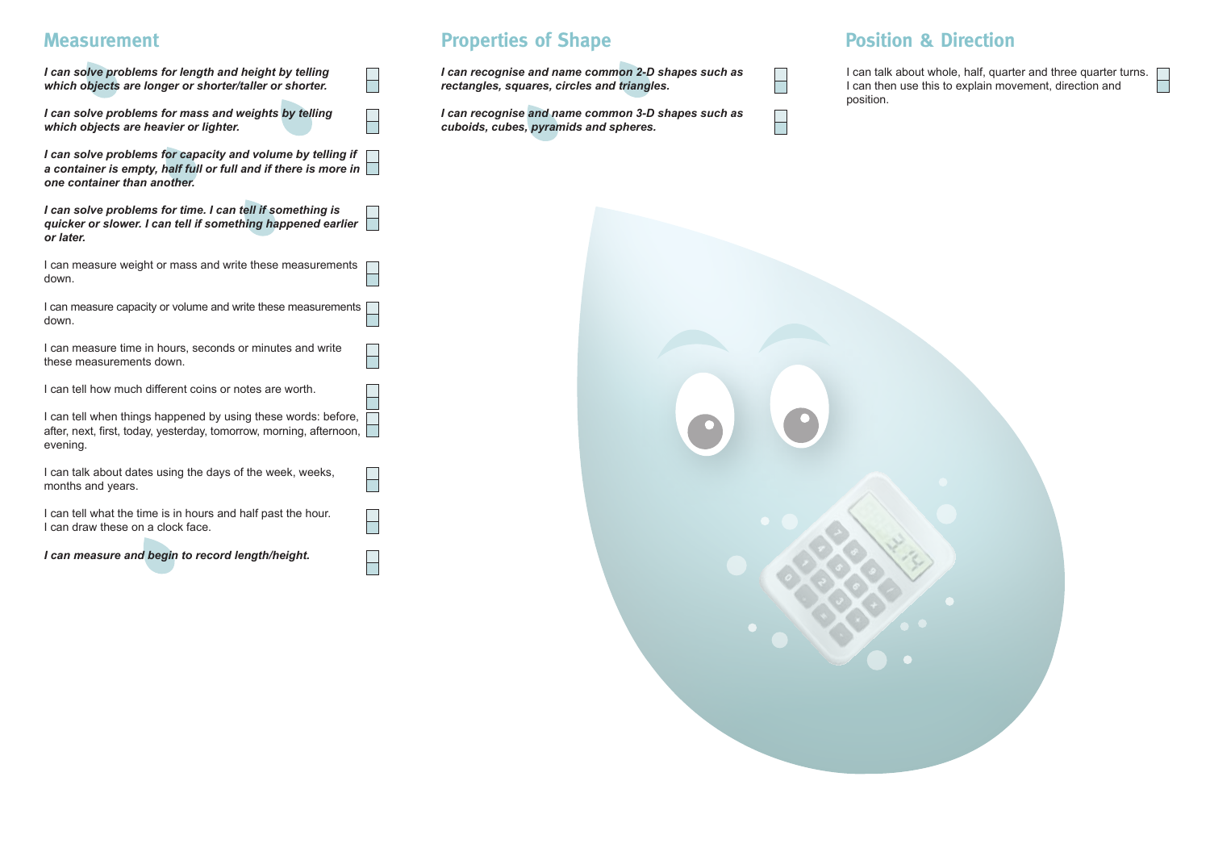## Measurement

***I can solve problems for length and height by telling which objects are longer or shorter/taller or shorter.***

***I can solve problems for mass and weights by telling which objects are heavier or lighter.***

***I can solve problems for capacity and volume by telling if a container is empty, half full or full and if there is more in one container than another.***

***I can solve problems for time. I can tell if something is quicker or slower. I can tell if something happened earlier or later.***

I can measure weight or mass and write these measurements down.

I can measure capacity or volume and write these measurements down.

I can measure time in hours, seconds or minutes and write these measurements down.

I can tell how much different coins or notes are worth.

I can tell when things happened by using these words: before, after, next, first, today, yesterday, tomorrow, morning, afternoon, evening.

I can talk about dates using the days of the week, weeks, months and years.

I can tell what the time is in hours and half past the hour. I can draw these on a clock face.

***I can measure and begin to record length/height.***

## Properties of Shape

***I can recognise and name common 2-D shapes such as rectangles, squares, circles and triangles.***

***I can recognise and name common 3-D shapes such as cuboids, cubes, pyramids and spheres.***

## Position & Direction

I can talk about whole, half, quarter and three quarter turns. I can then use this to explain movement, direction and position.